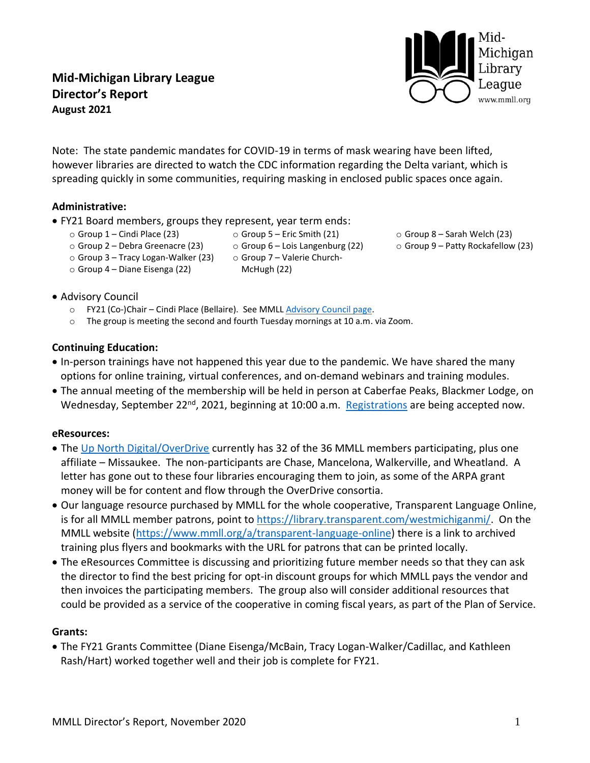# Mid-Michigan Library League
## Director's Report
**August 2021**

Note: The state pandemic mandates for COVID-19 in terms of mask wearing have been lifted, however libraries are directed to watch the CDC information regarding the Delta variant, which is spreading quickly in some communities, requiring masking in enclosed public spaces once again.

### Administrative:

- FY21 Board members, groups they represent, year term ends:
  - Group 1 – Cindi Place (23)
  - Group 2 – Debra Greenacre (23)
  - Group 3 – Tracy Logan-Walker (23)
  - Group 4 – Diane Eisenga (22)
  - Group 5 – Eric Smith (21)
  - Group 6 – Lois Langenburg (22)
  - Group 7 – Valerie Church-McHugh (22)
  - Group 8 – Sarah Welch (23)
  - Group 9 – Patty Rockafellow (23)
- Advisory Council
  - FY21 (Co-)Chair – Cindi Place (Bellaire). See MMLL Advisory Council page.
  - The group is meeting the second and fourth Tuesday mornings at 10 a.m. via Zoom.

### Continuing Education:

- In-person trainings have not happened this year due to the pandemic. We have shared the many options for online training, virtual conferences, and on-demand webinars and training modules.
- The annual meeting of the membership will be held in person at Caberfae Peaks, Blackmer Lodge, on Wednesday, September 22nd, 2021, beginning at 10:00 a.m. Registrations are being accepted now.

### eResources:

- The Up North Digital/OverDrive currently has 32 of the 36 MMLL members participating, plus one affiliate – Missaukee. The non-participants are Chase, Mancelona, Walkerville, and Wheatland. A letter has gone out to these four libraries encouraging them to join, as some of the ARPA grant money will be for content and flow through the OverDrive consortia.
- Our language resource purchased by MMLL for the whole cooperative, Transparent Language Online, is for all MMLL member patrons, point to https://library.transparent.com/westmichiganmi/. On the MMLL website (https://www.mmll.org/a/transparent-language-online) there is a link to archived training plus flyers and bookmarks with the URL for patrons that can be printed locally.
- The eResources Committee is discussing and prioritizing future member needs so that they can ask the director to find the best pricing for opt-in discount groups for which MMLL pays the vendor and then invoices the participating members. The group also will consider additional resources that could be provided as a service of the cooperative in coming fiscal years, as part of the Plan of Service.

### Grants:

- The FY21 Grants Committee (Diane Eisenga/McBain, Tracy Logan-Walker/Cadillac, and Kathleen Rash/Hart) worked together well and their job is complete for FY21.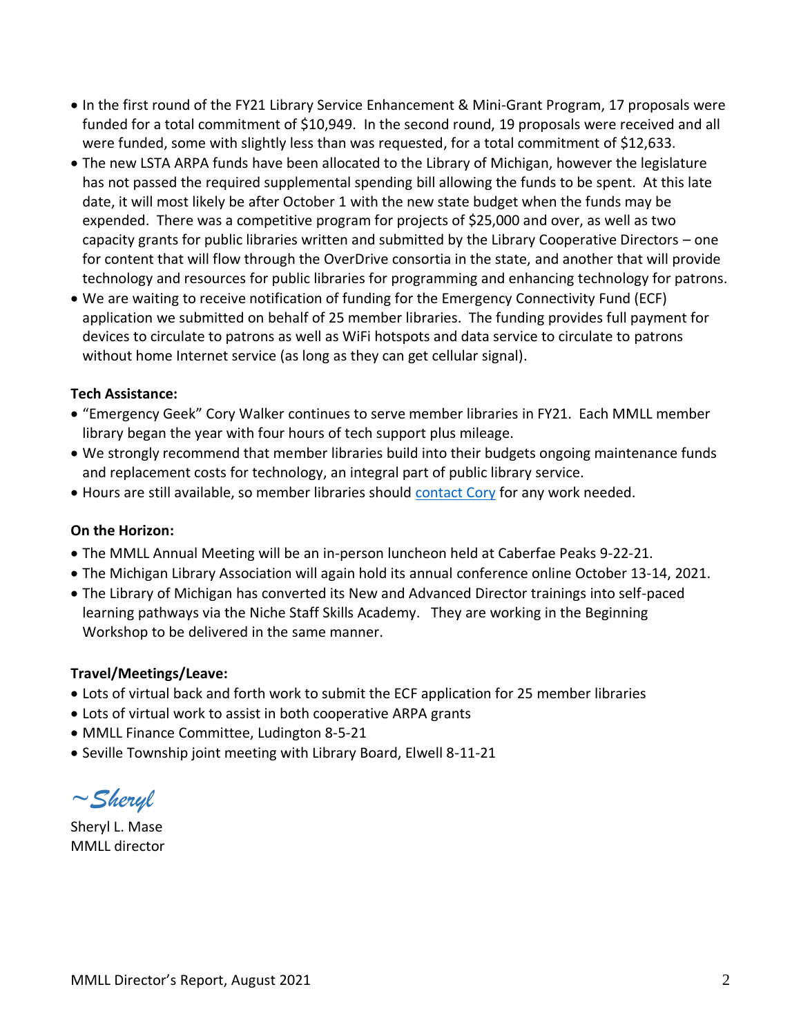- In the first round of the FY21 Library Service Enhancement & Mini-Grant Program, 17 proposals were funded for a total commitment of $10,949. In the second round, 19 proposals were received and all were funded, some with slightly less than was requested, for a total commitment of $12,633.
- The new LSTA ARPA funds have been allocated to the Library of Michigan, however the legislature has not passed the required supplemental spending bill allowing the funds to be spent. At this late date, it will most likely be after October 1 with the new state budget when the funds may be expended. There was a competitive program for projects of $25,000 and over, as well as two capacity grants for public libraries written and submitted by the Library Cooperative Directors – one for content that will flow through the OverDrive consortia in the state, and another that will provide technology and resources for public libraries for programming and enhancing technology for patrons.
- We are waiting to receive notification of funding for the Emergency Connectivity Fund (ECF) application we submitted on behalf of 25 member libraries. The funding provides full payment for devices to circulate to patrons as well as WiFi hotspots and data service to circulate to patrons without home Internet service (as long as they can get cellular signal).

**Tech Assistance:**

- "Emergency Geek" Cory Walker continues to serve member libraries in FY21. Each MMLL member library began the year with four hours of tech support plus mileage.
- We strongly recommend that member libraries build into their budgets ongoing maintenance funds and replacement costs for technology, an integral part of public library service.
- Hours are still available, so member libraries should contact Cory for any work needed.

**On the Horizon:**

- The MMLL Annual Meeting will be an in-person luncheon held at Caberfae Peaks 9-22-21.
- The Michigan Library Association will again hold its annual conference online October 13-14, 2021.
- The Library of Michigan has converted its New and Advanced Director trainings into self-paced learning pathways via the Niche Staff Skills Academy. They are working in the Beginning Workshop to be delivered in the same manner.

**Travel/Meetings/Leave:**

- Lots of virtual back and forth work to submit the ECF application for 25 member libraries
- Lots of virtual work to assist in both cooperative ARPA grants
- MMLL Finance Committee, Ludington 8-5-21
- Seville Township joint meeting with Library Board, Elwell 8-11-21

*~Sheryl*

Sheryl L. Mase
MMLL director